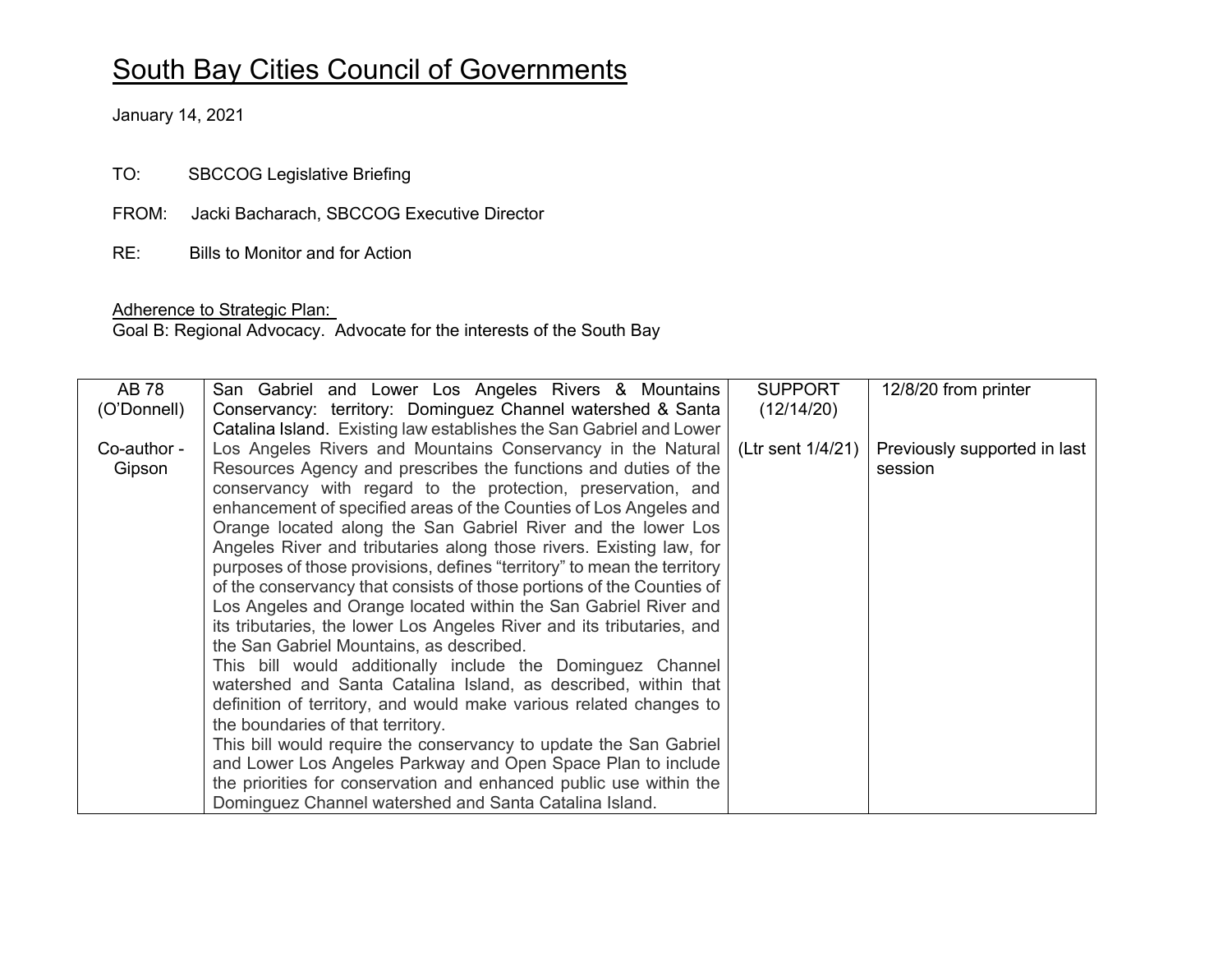# South Bay Cities Council of Governments

January 14, 2021

TO: SBCCOG Legislative Briefing

FROM: Jacki Bacharach, SBCCOG Executive Director

RE: Bills to Monitor and for Action

Adherence to Strategic Plan:
Goal B: Regional Advocacy. Advocate for the interests of the South Bay

| | | | |
|---|---|---|---|
| AB 78 (O'Donnell)<br><br>Co-author - Gipson | **San Gabriel and Lower Los Angeles Rivers & Mountains Conservancy: territory: Dominguez Channel watershed & Santa Catalina Island.** Existing law establishes the San Gabriel and Lower Los Angeles Rivers and Mountains Conservancy in the Natural Resources Agency and prescribes the functions and duties of the conservancy with regard to the protection, preservation, and enhancement of specified areas of the Counties of Los Angeles and Orange located along the San Gabriel River and the lower Los Angeles River and tributaries along those rivers. Existing law, for purposes of those provisions, defines "territory" to mean the territory of the conservancy that consists of those portions of the Counties of Los Angeles and Orange located within the San Gabriel River and its tributaries, the lower Los Angeles River and its tributaries, and the San Gabriel Mountains, as described.<br>This bill would additionally include the Dominguez Channel watershed and Santa Catalina Island, as described, within that definition of territory, and would make various related changes to the boundaries of that territory.<br>This bill would require the conservancy to update the San Gabriel and Lower Los Angeles Parkway and Open Space Plan to include the priorities for conservation and enhanced public use within the Dominguez Channel watershed and Santa Catalina Island. | SUPPORT (12/14/20)<br><br>(Ltr sent 1/4/21) | 12/8/20 from printer<br><br>Previously supported in last session |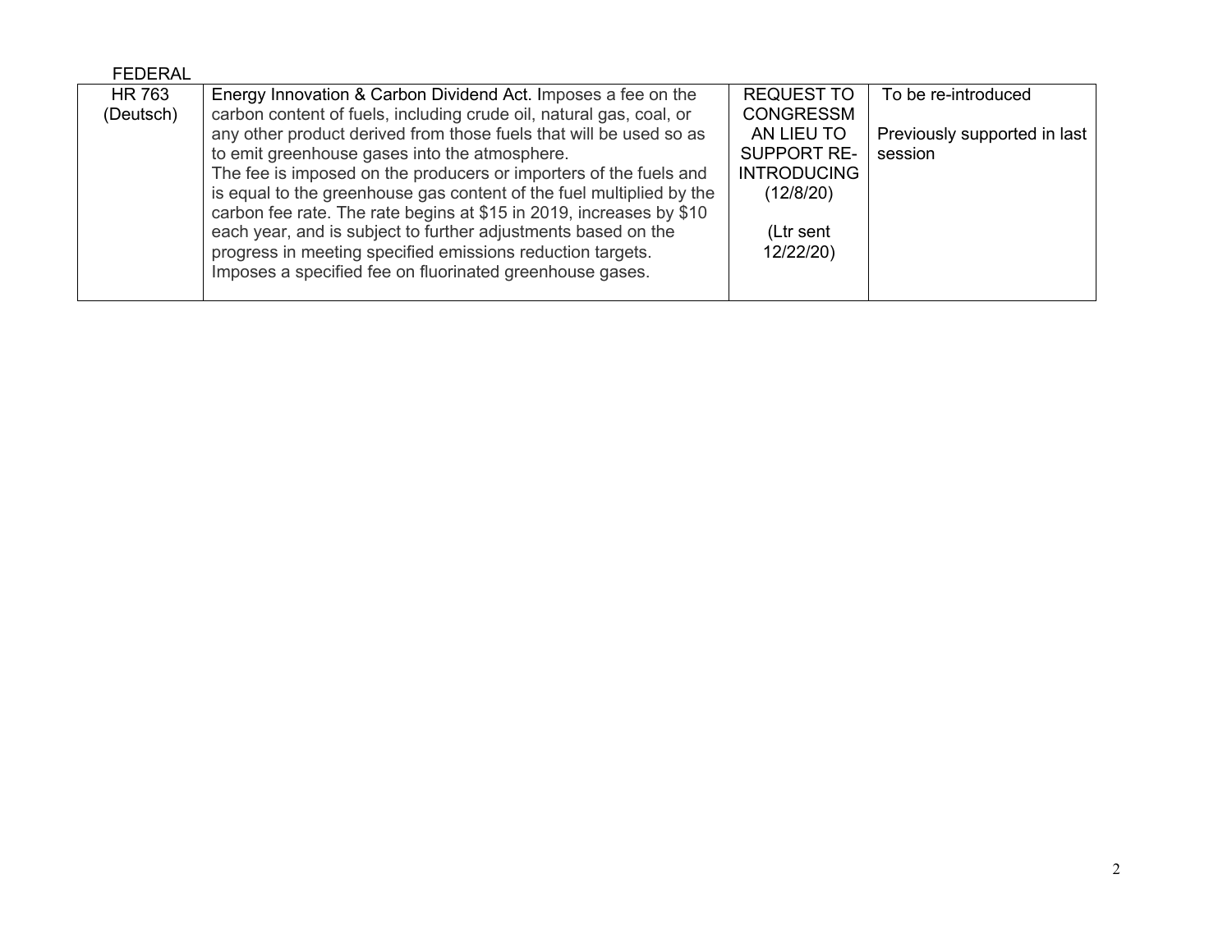FEDERAL

| | | | |
|---|---|---|---|
| HR 763 (Deutsch) | Energy Innovation & Carbon Dividend Act. Imposes a fee on the carbon content of fuels, including crude oil, natural gas, coal, or any other product derived from those fuels that will be used so as to emit greenhouse gases into the atmosphere.<br>The fee is imposed on the producers or importers of the fuels and is equal to the greenhouse gas content of the fuel multiplied by the carbon fee rate. The rate begins at $15 in 2019, increases by $10 each year, and is subject to further adjustments based on the progress in meeting specified emissions reduction targets.<br>Imposes a specified fee on fluorinated greenhouse gases. | REQUEST TO CONGRESSMAN LIEU TO SUPPORT RE-INTRODUCING (12/8/20)<br><br>(Ltr sent 12/22/20) | To be re-introduced<br><br>Previously supported in last session |